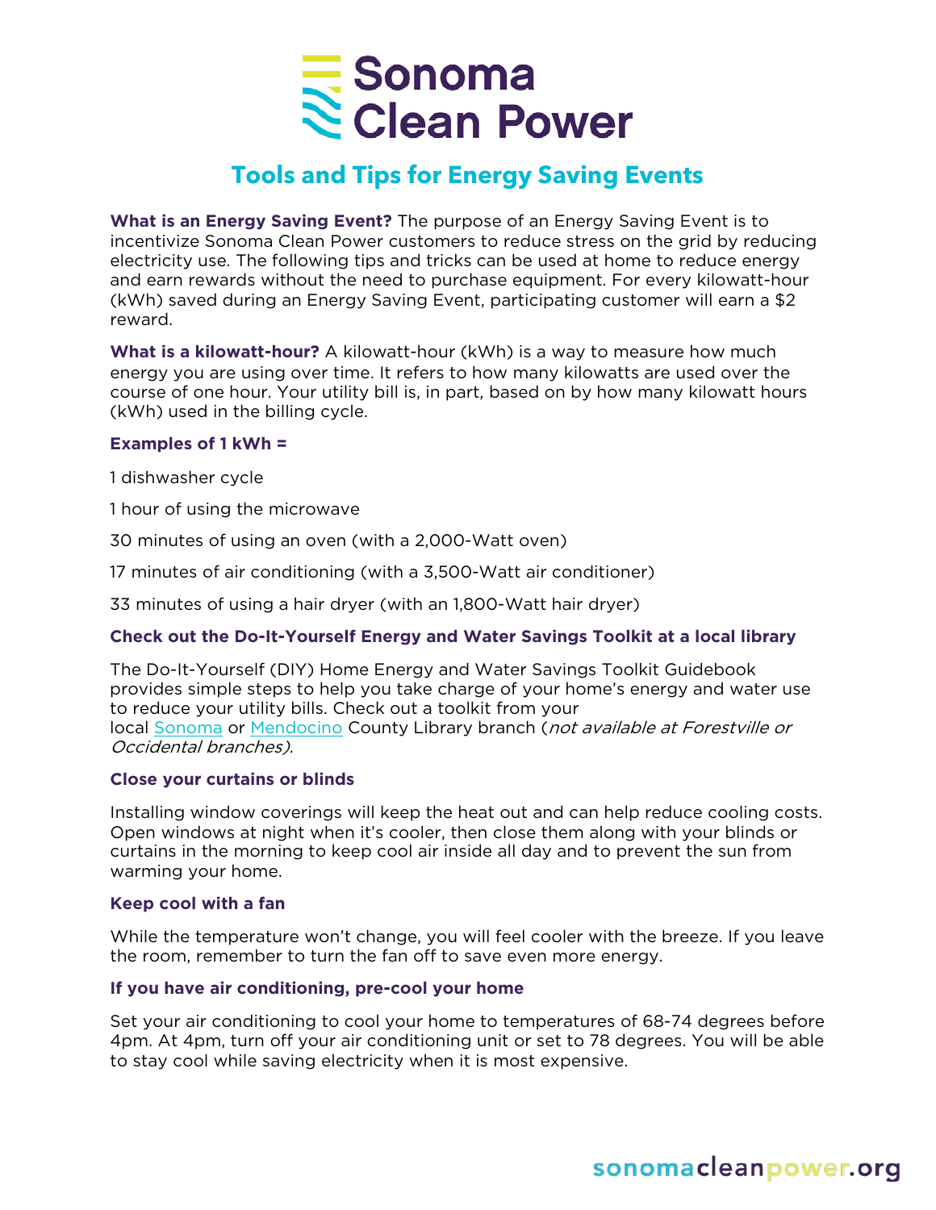# Sonoma Clean Power

## Tools and Tips for Energy Saving Events

**What is an Energy Saving Event?** The purpose of an Energy Saving Event is to incentivize Sonoma Clean Power customers to reduce stress on the grid by reducing electricity use. The following tips and tricks can be used at home to reduce energy and earn rewards without the need to purchase equipment. For every kilowatt-hour (kWh) saved during an Energy Saving Event, participating customer will earn a $2 reward.

**What is a kilowatt-hour?** A kilowatt-hour (kWh) is a way to measure how much energy you are using over time. It refers to how many kilowatts are used over the course of one hour. Your utility bill is, in part, based on by how many kilowatt hours (kWh) used in the billing cycle.

### Examples of 1 kWh =

1 dishwasher cycle

1 hour of using the microwave

30 minutes of using an oven (with a 2,000-Watt oven)

17 minutes of air conditioning (with a 3,500-Watt air conditioner)

33 minutes of using a hair dryer (with an 1,800-Watt hair dryer)

### Check out the Do-It-Yourself Energy and Water Savings Toolkit at a local library

The Do-It-Yourself (DIY) Home Energy and Water Savings Toolkit Guidebook provides simple steps to help you take charge of your home's energy and water use to reduce your utility bills. Check out a toolkit from your local Sonoma or Mendocino County Library branch (*not available at Forestville or Occidental branches).*

### Close your curtains or blinds

Installing window coverings will keep the heat out and can help reduce cooling costs. Open windows at night when it's cooler, then close them along with your blinds or curtains in the morning to keep cool air inside all day and to prevent the sun from warming your home.

### Keep cool with a fan

While the temperature won't change, you will feel cooler with the breeze. If you leave the room, remember to turn the fan off to save even more energy.

### If you have air conditioning, pre-cool your home

Set your air conditioning to cool your home to temperatures of 68-74 degrees before 4pm. At 4pm, turn off your air conditioning unit or set to 78 degrees. You will be able to stay cool while saving electricity when it is most expensive.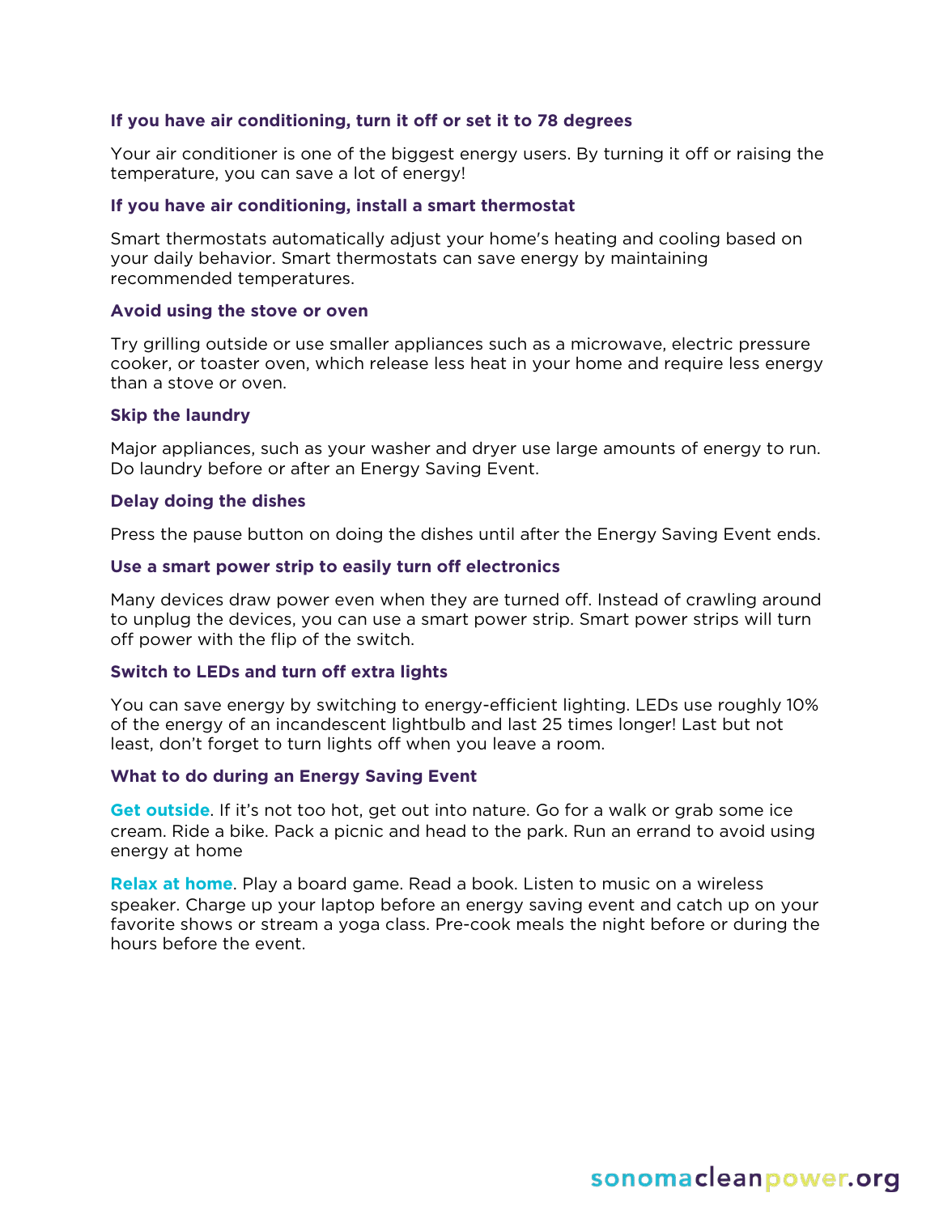### If you have air conditioning, turn it off or set it to 78 degrees

Your air conditioner is one of the biggest energy users. By turning it off or raising the temperature, you can save a lot of energy!

### If you have air conditioning, install a smart thermostat

Smart thermostats automatically adjust your home's heating and cooling based on your daily behavior. Smart thermostats can save energy by maintaining recommended temperatures.

### Avoid using the stove or oven

Try grilling outside or use smaller appliances such as a microwave, electric pressure cooker, or toaster oven, which release less heat in your home and require less energy than a stove or oven.

### Skip the laundry

Major appliances, such as your washer and dryer use large amounts of energy to run. Do laundry before or after an Energy Saving Event.

### Delay doing the dishes

Press the pause button on doing the dishes until after the Energy Saving Event ends.

### Use a smart power strip to easily turn off electronics

Many devices draw power even when they are turned off. Instead of crawling around to unplug the devices, you can use a smart power strip. Smart power strips will turn off power with the flip of the switch.

### Switch to LEDs and turn off extra lights

You can save energy by switching to energy-efficient lighting. LEDs use roughly 10% of the energy of an incandescent lightbulb and last 25 times longer! Last but not least, don't forget to turn lights off when you leave a room.

### What to do during an Energy Saving Event

**Get outside**. If it's not too hot, get out into nature. Go for a walk or grab some ice cream. Ride a bike. Pack a picnic and head to the park. Run an errand to avoid using energy at home

**Relax at home**. Play a board game. Read a book. Listen to music on a wireless speaker. Charge up your laptop before an energy saving event and catch up on your favorite shows or stream a yoga class. Pre-cook meals the night before or during the hours before the event.

sonomacleanpower.org